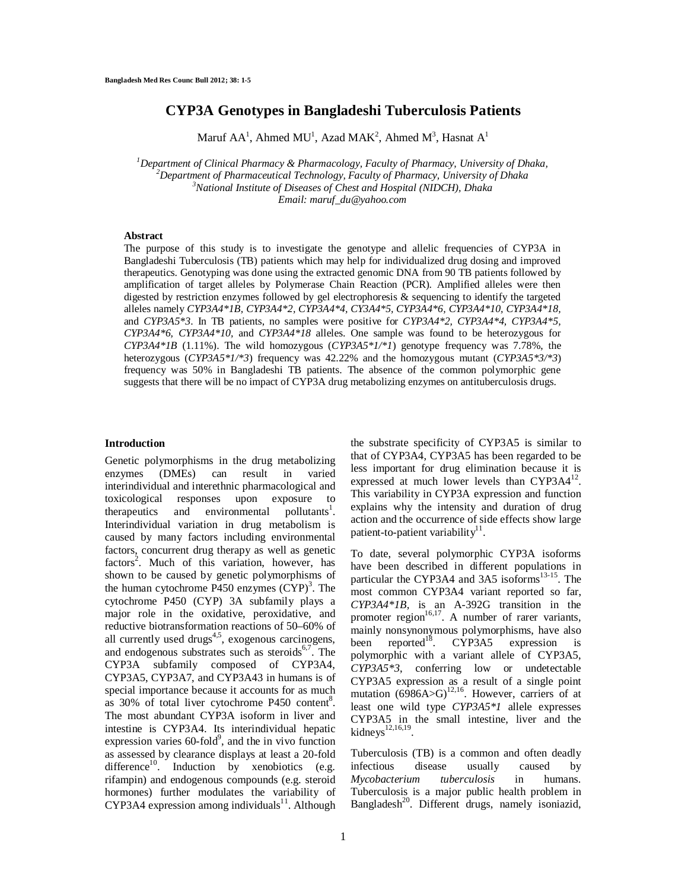# CYP3A Genotypes in Bangladeshi Tuberculosis Patients

Maruf AA[1], Ahmed MU[1], Azad MAK[2], Ahmed M[3], Hasnat A[1]

[1]*Department of Clinical Pharmacy & Pharmacology, Faculty of Pharmacy, University of Dhaka,*
[2]*Department of Pharmaceutical Technology, Faculty of Pharmacy, University of Dhaka*
[3]*National Institute of Diseases of Chest and Hospital (NIDCH), Dhaka*
*Email: maruf_du@yahoo.com*

## Abstract

The purpose of this study is to investigate the genotype and allelic frequencies of CYP3A in Bangladeshi Tuberculosis (TB) patients which may help for individualized drug dosing and improved therapeutics. Genotyping was done using the extracted genomic DNA from 90 TB patients followed by amplification of target alleles by Polymerase Chain Reaction (PCR). Amplified alleles were then digested by restriction enzymes followed by gel electrophoresis & sequencing to identify the targeted alleles namely *CYP3A4*1B, CYP3A4*2, CYP3A4*4, CY3A4*5, CYP3A4*6, CYP3A4*10, CYP3A4*18*, and *CYP3A5*3*. In TB patients, no samples were positive for *CYP3A4*2, CYP3A4*4, CYP3A4*5, CYP3A4*6, CYP3A4*10*, and *CYP3A4*18* alleles. One sample was found to be heterozygous for *CYP3A4*1B* (1.11%). The wild homozygous (*CYP3A5*1/*1*) genotype frequency was 7.78%, the heterozygous (*CYP3A5*1/*3*) frequency was 42.22% and the homozygous mutant (*CYP3A5*3/*3*) frequency was 50% in Bangladeshi TB patients. The absence of the common polymorphic gene suggests that there will be no impact of CYP3A drug metabolizing enzymes on antituberculosis drugs.

## Introduction

Genetic polymorphisms in the drug metabolizing enzymes (DMEs) can result in varied interindividual and interethnic pharmacological and toxicological responses upon exposure to therapeutics and environmental pollutants[1]. Interindividual variation in drug metabolism is caused by many factors including environmental factors, concurrent drug therapy as well as genetic factors[2]. Much of this variation, however, has shown to be caused by genetic polymorphisms of the human cytochrome P450 enzymes (CYP)[3]. The cytochrome P450 (CYP) 3A subfamily plays a major role in the oxidative, peroxidative, and reductive biotransformation reactions of 50–60% of all currently used drugs[4,5], exogenous carcinogens, and endogenous substrates such as steroids[6,7]. The CYP3A subfamily composed of CYP3A4, CYP3A5, CYP3A7, and CYP3A43 in humans is of special importance because it accounts for as much as 30% of total liver cytochrome P450 content[8]. The most abundant CYP3A isoform in liver and intestine is CYP3A4. Its interindividual hepatic expression varies 60-fold[9], and the in vivo function as assessed by clearance displays at least a 20-fold difference[10]. Induction by xenobiotics (e.g. rifampin) and endogenous compounds (e.g. steroid hormones) further modulates the variability of CYP3A4 expression among individuals[11]. Although the substrate specificity of CYP3A5 is similar to that of CYP3A4, CYP3A5 has been regarded to be less important for drug elimination because it is expressed at much lower levels than CYP3A4[12]. This variability in CYP3A expression and function explains why the intensity and duration of drug action and the occurrence of side effects show large patient-to-patient variability[11].

To date, several polymorphic CYP3A isoforms have been described in different populations in particular the CYP3A4 and 3A5 isoforms[13-15]. The most common CYP3A4 variant reported so far, *CYP3A4*1B*, is an A-392G transition in the promoter region[16,17]. A number of rarer variants, mainly nonsynonymous polymorphisms, have also been reported[18]. CYP3A5 expression is polymorphic with a variant allele of CYP3A5, *CYP3A5*3*, conferring low or undetectable CYP3A5 expression as a result of a single point mutation (6986A>G)[12,16]. However, carriers of at least one wild type *CYP3A5*1* allele expresses CYP3A5 in the small intestine, liver and the kidneys[12,16,19].

Tuberculosis (TB) is a common and often deadly infectious disease usually caused by *Mycobacterium tuberculosis* in humans. Tuberculosis is a major public health problem in Bangladesh[20]. Different drugs, namely isoniazid,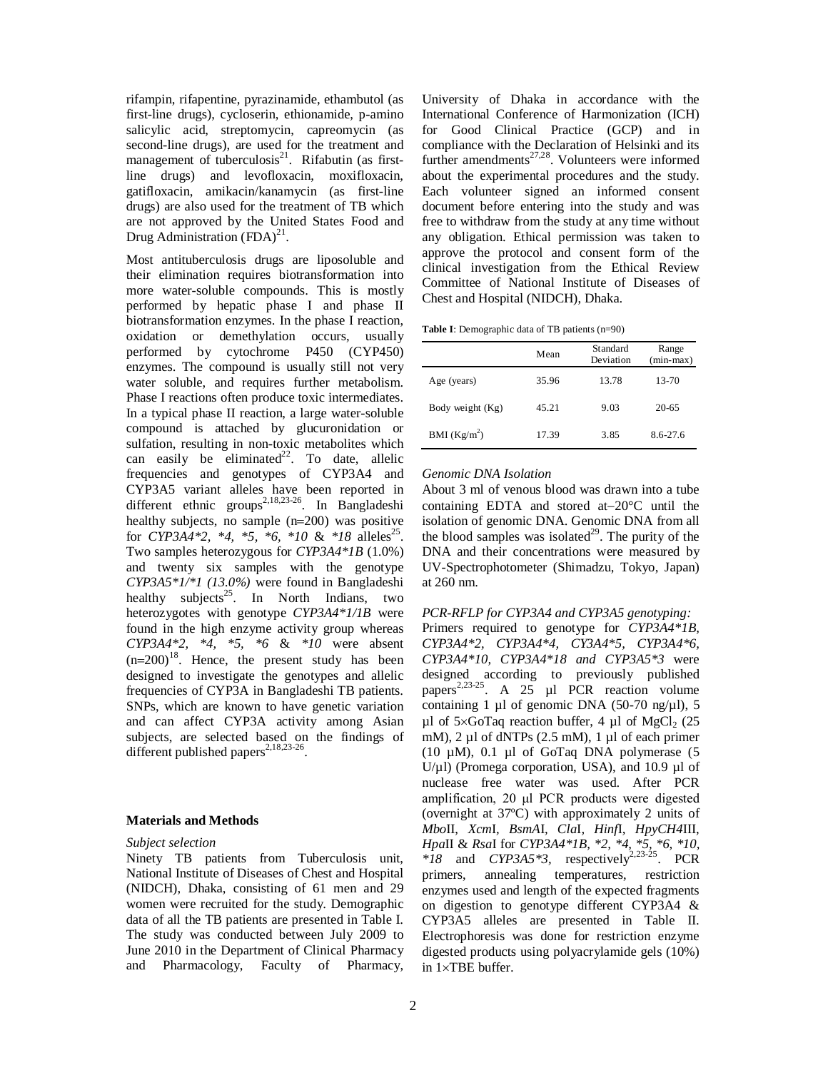rifampin, rifapentine, pyrazinamide, ethambutol (as first-line drugs), cycloserin, ethionamide, p-amino salicylic acid, streptomycin, capreomycin (as second-line drugs), are used for the treatment and management of tuberculosis[21]. Rifabutin (as first-line drugs) and levofloxacin, moxifloxacin, gatifloxacin, amikacin/kanamycin (as first-line drugs) are also used for the treatment of TB which are not approved by the United States Food and Drug Administration (FDA)[21].

Most antituberculosis drugs are liposoluble and their elimination requires biotransformation into more water-soluble compounds. This is mostly performed by hepatic phase I and phase II biotransformation enzymes. In the phase I reaction, oxidation or demethylation occurs, usually performed by cytochrome P450 (CYP450) enzymes. The compound is usually still not very water soluble, and requires further metabolism. Phase I reactions often produce toxic intermediates. In a typical phase II reaction, a large water-soluble compound is attached by glucuronidation or sulfation, resulting in non-toxic metabolites which can easily be eliminated[22]. To date, allelic frequencies and genotypes of CYP3A4 and CYP3A5 variant alleles have been reported in different ethnic groups[2,18,23-26]. In Bangladeshi healthy subjects, no sample (n=200) was positive for *CYP3A4\*2, \*4, \*5, \*6, \*10* & *\*18* alleles[25]. Two samples heterozygous for *CYP3A4\*1B* (1.0%) and twenty six samples with the genotype *CYP3A5\*1/\*1 (13.0%)* were found in Bangladeshi healthy subjects[25]. In North Indians, two heterozygotes with genotype *CYP3A4\*1/1B* were found in the high enzyme activity group whereas *CYP3A4\*2, \*4, \*5, \*6* & *\*10* were absent (n=200)[18]. Hence, the present study has been designed to investigate the genotypes and allelic frequencies of CYP3A in Bangladeshi TB patients. SNPs, which are known to have genetic variation and can affect CYP3A activity among Asian subjects, are selected based on the findings of different published papers[2,18,23-26].

## Materials and Methods

*Subject selection*

Ninety TB patients from Tuberculosis unit, National Institute of Diseases of Chest and Hospital (NIDCH), Dhaka, consisting of 61 men and 29 women were recruited for the study. Demographic data of all the TB patients are presented in Table I. The study was conducted between July 2009 to June 2010 in the Department of Clinical Pharmacy and Pharmacology, Faculty of Pharmacy, University of Dhaka in accordance with the International Conference of Harmonization (ICH) for Good Clinical Practice (GCP) and in compliance with the Declaration of Helsinki and its further amendments[27,28]. Volunteers were informed about the experimental procedures and the study. Each volunteer signed an informed consent document before entering into the study and was free to withdraw from the study at any time without any obligation. Ethical permission was taken to approve the protocol and consent form of the clinical investigation from the Ethical Review Committee of National Institute of Diseases of Chest and Hospital (NIDCH), Dhaka.

**Table I**: Demographic data of TB patients (n=90)

| | Mean | Standard Deviation | Range (min-max) |
|---|---|---|---|
| Age (years) | 35.96 | 13.78 | 13-70 |
| Body weight (Kg) | 45.21 | 9.03 | 20-65 |
| BMI ($Kg/m^2$) | 17.39 | 3.85 | 8.6-27.6 |

*Genomic DNA Isolation*

About 3 ml of venous blood was drawn into a tube containing EDTA and stored at –20°C until the isolation of genomic DNA. Genomic DNA from all the blood samples was isolated[29]. The purity of the DNA and their concentrations were measured by UV-Spectrophotometer (Shimadzu, Tokyo, Japan) at 260 nm.

*PCR-RFLP for CYP3A4 and CYP3A5 genotyping:*

Primers required to genotype for *CYP3A4\*1B, CYP3A4\*2, CYP3A4\*4, CY3A4\*5, CYP3A4\*6, CYP3A4\*10, CYP3A4\*18 and CYP3A5\*3* were designed according to previously published papers[2,23-25]. A 25 µl PCR reaction volume containing 1 µl of genomic DNA (50-70 ng/µl), 5 µl of 5×GoTaq reaction buffer, 4 µl of $MgCl_2$ (25 mM), 2 µl of dNTPs (2.5 mM), 1 µl of each primer (10 µM), 0.1 µl of GoTaq DNA polymerase (5 U/µl) (Promega corporation, USA), and 10.9 µl of nuclease free water was used. After PCR amplification, 20 µl PCR products were digested (overnight at 37ºC) with approximately 2 units of *Mbo*II, *Xcm*I, *BsmA*I, *Cla*I, *Hinf*I, *HpyCH4*III, *Hpa*II & *Rsa*I for *CYP3A4\*1B, \*2, \*4, \*5, \*6, \*10, \*18* and *CYP3A5\*3*, respectively[2,23-25]. PCR primers, annealing temperatures, restriction enzymes used and length of the expected fragments on digestion to genotype different CYP3A4 & CYP3A5 alleles are presented in Table II. Electrophoresis was done for restriction enzyme digested products using polyacrylamide gels (10%) in 1×TBE buffer.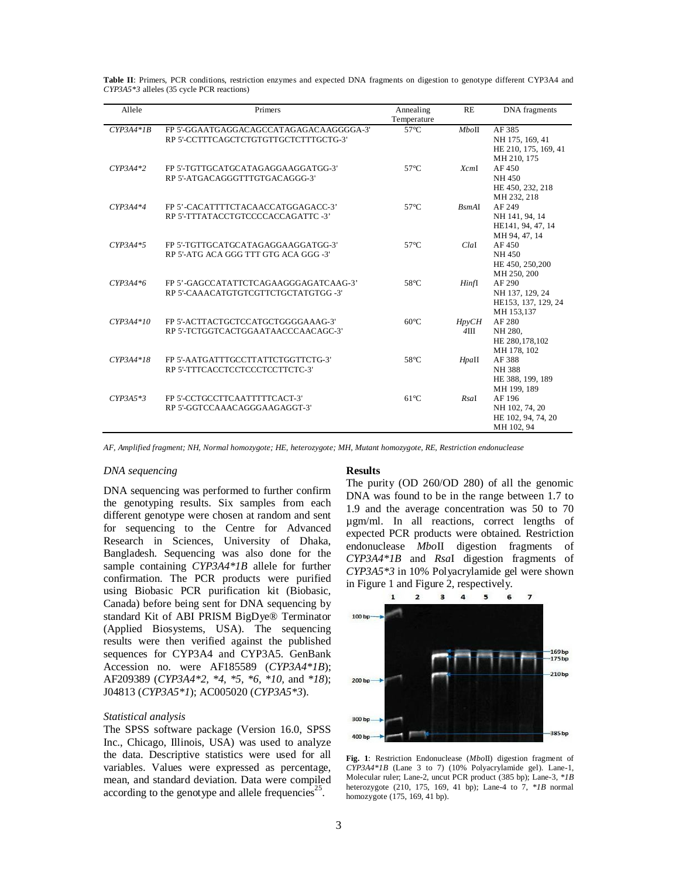**Table II**: Primers, PCR conditions, restriction enzymes and expected DNA fragments on digestion to genotype different CYP3A4 and *CYP3A5\*3* alleles (35 cycle PCR reactions)

| Allele | Primers | Annealing Temperature | RE | DNA fragments |
|---|---|---|---|---|
| *CYP3A4\*1B* | FP 5'-GGAATGAGGACAGCCATAGAGACAAGGGGA-3'<br>RP 5'-CCTTTCAGCTCTGTGTTGCTCTTTGCTG-3' | 57°C | *Mbo*II | AF 385<br>NH 175, 169, 41<br>HE 210, 175, 169, 41<br>MH 210, 175 |
| *CYP3A4\*2* | FP 5'-TGTTGCATGCATAGAGGAAGGATGG-3'<br>RP 5'-ATGACAGGGTTTGTGACAGGG-3' | 57°C | *Xcm*I | AF 450<br>NH 450<br>HE 450, 232, 218<br>MH 232, 218 |
| *CYP3A4\*4* | FP 5'-CACATTTTCTACAACCATGGAGACC-3'<br>RP 5'-TTTATACCTGTCCCCACCAGATTC -3' | 57°C | *BsmA*I | AF 249<br>NH 141, 94, 14<br>HE141, 94, 47, 14<br>MH 94, 47, 14 |
| *CYP3A4\*5* | FP 5'-TGTTGCATGCATAGAGGAAGGATGG-3'<br>RP 5'-ATG ACA GGG TTT GTG ACA GGG -3' | 57°C | *Cla*I | AF 450<br>NH 450<br>HE 450, 250,200<br>MH 250, 200 |
| *CYP3A4\*6* | FP 5'-GAGCCATATTCTCAGAAGGGAGATCAAG-3'<br>RP 5'-CAAACATGTGTCGTTCTGCTATGTGG -3' | 58°C | *Hinf*I | AF 290<br>NH 137, 129, 24<br>HE153, 137, 129, 24<br>MH 153,137 |
| *CYP3A4\*10* | FP 5'-ACTTACTGCTCCATGCTGGGGAAAG-3'<br>RP 5'-TCTGGTCACTGGAATAACCCAACAGC-3' | 60°C | *HpyCH 4*III | AF 280<br>NH 280,<br>HE 280,178,102<br>MH 178, 102 |
| *CYP3A4\*18* | FP 5'-AATGATTTGCCTTATTCTGGTTCTG-3'<br>RP 5'-TTTCACCTCCTCCCTCCTTCTC-3' | 58°C | *Hpa*II | AF 388<br>NH 388<br>HE 388, 199, 189<br>MH 199, 189 |
| *CYP3A5\*3* | FP 5'-CCTGCCTTCAATTTTTCACT-3'<br>RP 5'-GGTCCAAACAGGGAAGAGGT-3' | 61°C | *Rsa*I | AF 196<br>NH 102, 74, 20<br>HE 102, 94, 74, 20<br>MH 102, 94 |

*AF, Amplified fragment; NH, Normal homozygote; HE, heterozygote; MH, Mutant homozygote, RE, Restriction endonuclease*

### *DNA sequencing*

DNA sequencing was performed to further confirm the genotyping results. Six samples from each different genotype were chosen at random and sent for sequencing to the Centre for Advanced Research in Sciences, University of Dhaka, Bangladesh. Sequencing was also done for the sample containing *CYP3A4\*1B* allele for further confirmation. The PCR products were purified using Biobasic PCR purification kit (Biobasic, Canada) before being sent for DNA sequencing by standard Kit of ABI PRISM BigDye® Terminator (Applied Biosystems, USA). The sequencing results were then verified against the published sequences for CYP3A4 and CYP3A5. GenBank Accession no. were AF185589 (*CYP3A4\*1B*); AF209389 (*CYP3A4\*2, \*4, \*5, \*6, \*10,* and *\*18*); J04813 (*CYP3A5\*1*); AC005020 (*CYP3A5\*3*).

### *Statistical analysis*

The SPSS software package (Version 16.0, SPSS Inc., Chicago, Illinois, USA) was used to analyze the data. Descriptive statistics were used for all variables. Values were expressed as percentage, mean, and standard deviation. Data were compiled according to the genotype and allele frequencies[25].

### Results

The purity (OD 260/OD 280) of all the genomic DNA was found to be in the range between 1.7 to 1.9 and the average concentration was 50 to 70 µgm/ml. In all reactions, correct lengths of expected PCR products were obtained. Restriction endonuclease *Mbo*II digestion fragments of *CYP3A4\*1B* and *Rsa*I digestion fragments of *CYP3A5\*3* in 10% Polyacrylamide gel were shown in Figure 1 and Figure 2, respectively.

**Fig. 1**: Restriction Endonuclease (*Mbo*II) digestion fragment of *CYP3A4\*1B* (Lane 3 to 7) (10% Polyacrylamide gel). Lane-1, Molecular ruler; Lane-2, uncut PCR product (385 bp); Lane-3, *\*1B* heterozygote (210, 175, 169, 41 bp); Lane-4 to 7, *\*1B* normal homozygote (175, 169, 41 bp).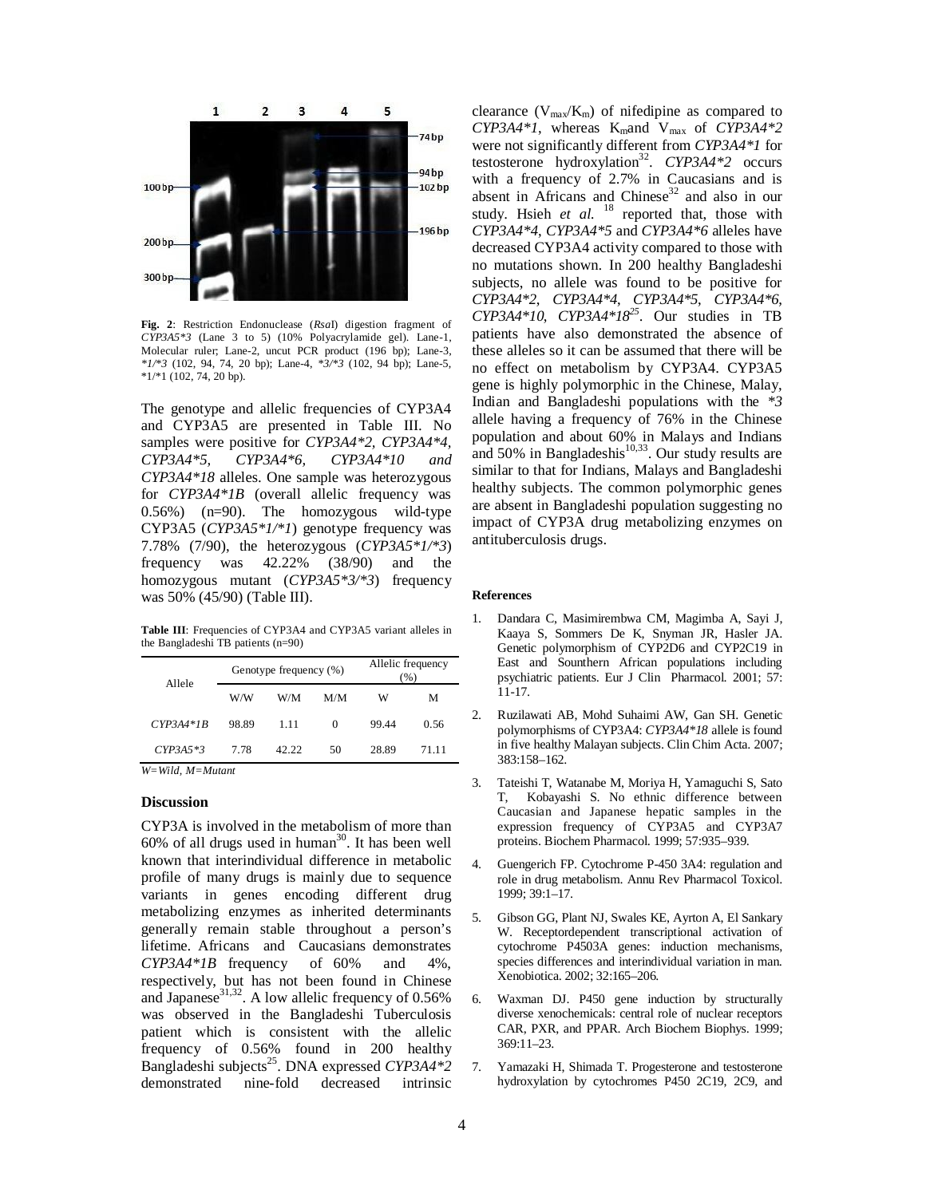**Fig. 2**: Restriction Endonuclease (*RsaI*) digestion fragment of *CYP3A5\*3* (Lane 3 to 5) (10% Polyacrylamide gel). Lane-1, Molecular ruler; Lane-2, uncut PCR product (196 bp); Lane-3, *\*1/\*3* (102, 94, 74, 20 bp); Lane-4, *\*3/\*3* (102, 94 bp); Lane-5, \*1/\*1 (102, 74, 20 bp).

The genotype and allelic frequencies of CYP3A4 and CYP3A5 are presented in Table III. No samples were positive for *CYP3A4\*2, CYP3A4\*4, CYP3A4\*5, CYP3A4\*6, CYP3A4\*10 and CYP3A4\*18* alleles. One sample was heterozygous for *CYP3A4\*1B* (overall allelic frequency was 0.56%) (n=90). The homozygous wild-type CYP3A5 (*CYP3A5\*1/\*1*) genotype frequency was 7.78% (7/90), the heterozygous (*CYP3A5\*1/\*3*) frequency was 42.22% (38/90) and the homozygous mutant (*CYP3A5\*3/\*3*) frequency was 50% (45/90) (Table III).

**Table III**: Frequencies of CYP3A4 and CYP3A5 variant alleles in the Bangladeshi TB patients (n=90)

| Allele | Genotype frequency (%) | | | Allelic frequency (%) | |
|---|---|---|---|---|---|
| | W/W | W/M | M/M | W | M |
| *CYP3A4\*1B* | 98.89 | 1.11 | 0 | 99.44 | 0.56 |
| *CYP3A5\*3* | 7.78 | 42.22 | 50 | 28.89 | 71.11 |

*W=Wild, M=Mutant*

### Discussion

CYP3A is involved in the metabolism of more than 60% of all drugs used in human[30]. It has been well known that interindividual difference in metabolic profile of many drugs is mainly due to sequence variants in genes encoding different drug metabolizing enzymes as inherited determinants generally remain stable throughout a person's lifetime. Africans and Caucasians demonstrates *CYP3A4\*1B* frequency of 60% and 4%, respectively, but has not been found in Chinese and Japanese[31,32]. A low allelic frequency of 0.56% was observed in the Bangladeshi Tuberculosis patient which is consistent with the allelic frequency of 0.56% found in 200 healthy Bangladeshi subjects[25]. DNA expressed *CYP3A4\*2* demonstrated nine-fold decreased intrinsic clearance ($V_{max}/K_m$) of nifedipine as compared to *CYP3A4\*1*, whereas $K_m$ and $V_{max}$ of *CYP3A4\*2* were not significantly different from *CYP3A4\*1* for testosterone hydroxylation[32]. *CYP3A4\*2* occurs with a frequency of 2.7% in Caucasians and is absent in Africans and Chinese[32] and also in our study. Hsieh *et al.* [18] reported that, those with *CYP3A4\*4*, *CYP3A4\*5* and *CYP3A4\*6* alleles have decreased CYP3A4 activity compared to those with no mutations shown. In 200 healthy Bangladeshi subjects, no allele was found to be positive for *CYP3A4\*2*, *CYP3A4\*4*, *CYP3A4\*5*, *CYP3A4\*6*, *CYP3A4\*10*, *CYP3A4\*18*[25]. Our studies in TB patients have also demonstrated the absence of these alleles so it can be assumed that there will be no effect on metabolism by CYP3A4. CYP3A5 gene is highly polymorphic in the Chinese, Malay, Indian and Bangladeshi populations with the *\*3* allele having a frequency of 76% in the Chinese population and about 60% in Malays and Indians and 50% in Bangladeshis[10,33]. Our study results are similar to that for Indians, Malays and Bangladeshi healthy subjects. The common polymorphic genes are absent in Bangladeshi population suggesting no impact of CYP3A drug metabolizing enzymes on antituberculosis drugs.

### References

1. Dandara C, Masimirembwa CM, Magimba A, Sayi J, Kaaya S, Sommers De K, Snyman JR, Hasler JA. Genetic polymorphism of CYP2D6 and CYP2C19 in East and Sounthern African populations including psychiatric patients. Eur J Clin Pharmacol. 2001; 57: 11-17.
2. Ruzilawati AB, Mohd Suhaimi AW, Gan SH. Genetic polymorphisms of CYP3A4: *CYP3A4\*18* allele is found in five healthy Malayan subjects. Clin Chim Acta. 2007; 383:158–162.
3. Tateishi T, Watanabe M, Moriya H, Yamaguchi S, Sato T, Kobayashi S. No ethnic difference between Caucasian and Japanese hepatic samples in the expression frequency of CYP3A5 and CYP3A7 proteins. Biochem Pharmacol. 1999; 57:935–939.
4. Guengerich FP. Cytochrome P-450 3A4: regulation and role in drug metabolism. Annu Rev Pharmacol Toxicol. 1999; 39:1–17.
5. Gibson GG, Plant NJ, Swales KE, Ayrton A, El Sankary W. Receptordependent transcriptional activation of cytochrome P4503A genes: induction mechanisms, species differences and interindividual variation in man. Xenobiotica. 2002; 32:165–206.
6. Waxman DJ. P450 gene induction by structurally diverse xenochemicals: central role of nuclear receptors CAR, PXR, and PPAR. Arch Biochem Biophys. 1999; 369:11–23.
7. Yamazaki H, Shimada T. Progesterone and testosterone hydroxylation by cytochromes P450 2C19, 2C9, and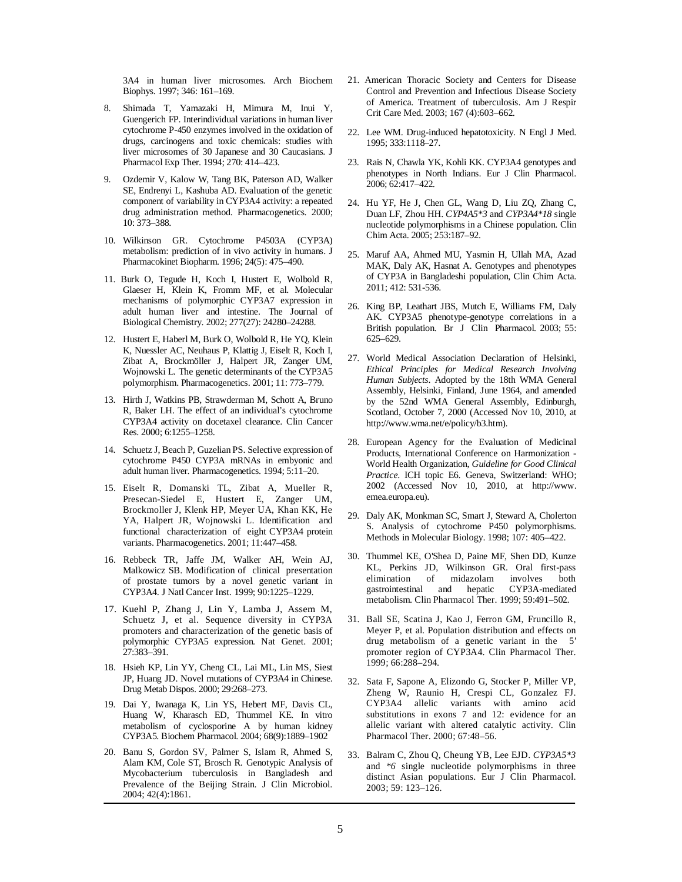3A4 in human liver microsomes. Arch Biochem Biophys. 1997; 346: 161–169.

8. Shimada T, Yamazaki H, Mimura M, Inui Y, Guengerich FP. Interindividual variations in human liver cytochrome P-450 enzymes involved in the oxidation of drugs, carcinogens and toxic chemicals: studies with liver microsomes of 30 Japanese and 30 Caucasians. J Pharmacol Exp Ther. 1994; 270: 414–423.

9. Ozdemir V, Kalow W, Tang BK, Paterson AD, Walker SE, Endrenyi L, Kashuba AD. Evaluation of the genetic component of variability in CYP3A4 activity: a repeated drug administration method. Pharmacogenetics. 2000; 10: 373–388.

10. Wilkinson GR. Cytochrome P4503A (CYP3A) metabolism: prediction of in vivo activity in humans. J Pharmacokinet Biopharm. 1996; 24(5): 475–490.

11. Burk O, Tegude H, Koch I, Hustert E, Wolbold R, Glaeser H, Klein K, Fromm MF, et al. Molecular mechanisms of polymorphic CYP3A7 expression in adult human liver and intestine. The Journal of Biological Chemistry. 2002; 277(27): 24280–24288.

12. Hustert E, Haberl M, Burk O, Wolbold R, He YQ, Klein K, Nuessler AC, Neuhaus P, Klattig J, Eiselt R, Koch I, Zibat A, Brockmöller J, Halpert JR, Zanger UM, Wojnowski L. The genetic determinants of the CYP3A5 polymorphism. Pharmacogenetics. 2001; 11: 773–779.

13. Hirth J, Watkins PB, Strawderman M, Schott A, Bruno R, Baker LH. The effect of an individual's cytochrome CYP3A4 activity on docetaxel clearance. Clin Cancer Res. 2000; 6:1255–1258.

14. Schuetz J, Beach P, Guzelian PS. Selective expression of cytochrome P450 CYP3A mRNAs in embyonic and adult human liver. Pharmacogenetics. 1994; 5:11–20.

15. Eiselt R, Domanski TL, Zibat A, Mueller R, Presecan-Siedel E, Hustert E, Zanger UM, Brockmoller J, Klenk HP, Meyer UA, Khan KK, He YA, Halpert JR, Wojnowski L. Identification and functional characterization of eight CYP3A4 protein variants. Pharmacogenetics. 2001; 11:447–458.

16. Rebbeck TR, Jaffe JM, Walker AH, Wein AJ, Malkowicz SB. Modification of clinical presentation of prostate tumors by a novel genetic variant in CYP3A4. J Natl Cancer Inst. 1999; 90:1225–1229.

17. Kuehl P, Zhang J, Lin Y, Lamba J, Assem M, Schuetz J, et al. Sequence diversity in CYP3A promoters and characterization of the genetic basis of polymorphic CYP3A5 expression. Nat Genet. 2001; 27:383–391.

18. Hsieh KP, Lin YY, Cheng CL, Lai ML, Lin MS, Siest JP, Huang JD. Novel mutations of CYP3A4 in Chinese. Drug Metab Dispos. 2000; 29:268–273.

19. Dai Y, Iwanaga K, Lin YS, Hebert MF, Davis CL, Huang W, Kharasch ED, Thummel KE. In vitro metabolism of cyclosporine A by human kidney CYP3A5. Biochem Pharmacol. 2004; 68(9):1889–1902

20. Banu S, Gordon SV, Palmer S, Islam R, Ahmed S, Alam KM, Cole ST, Brosch R. Genotypic Analysis of Mycobacterium tuberculosis in Bangladesh and Prevalence of the Beijing Strain. J Clin Microbiol. 2004; 42(4):1861.

21. American Thoracic Society and Centers for Disease Control and Prevention and Infectious Disease Society of America. Treatment of tuberculosis. Am J Respir Crit Care Med. 2003; 167 (4):603–662.

22. Lee WM. Drug-induced hepatotoxicity. N Engl J Med. 1995; 333:1118–27.

23. Rais N, Chawla YK, Kohli KK. CYP3A4 genotypes and phenotypes in North Indians. Eur J Clin Pharmacol. 2006; 62:417–422.

24. Hu YF, He J, Chen GL, Wang D, Liu ZQ, Zhang C, Duan LF, Zhou HH. *CYP4A5\*3* and *CYP3A4\*18* single nucleotide polymorphisms in a Chinese population. Clin Chim Acta. 2005; 253:187–92.

25. Maruf AA, Ahmed MU, Yasmin H, Ullah MA, Azad MAK, Daly AK, Hasnat A. Genotypes and phenotypes of CYP3A in Bangladeshi population, Clin Chim Acta. 2011; 412: 531-536.

26. King BP, Leathart JBS, Mutch E, Williams FM, Daly AK. CYP3A5 phenotype-genotype correlations in a British population. Br J Clin Pharmacol. 2003; 55: 625–629.

27. World Medical Association Declaration of Helsinki, *Ethical Principles for Medical Research Involving Human Subjects*. Adopted by the 18th WMA General Assembly, Helsinki, Finland, June 1964, and amended by the 52nd WMA General Assembly, Edinburgh, Scotland, October 7, 2000 (Accessed Nov 10, 2010, at http://www.wma.net/e/policy/b3.htm).

28. European Agency for the Evaluation of Medicinal Products, International Conference on Harmonization - World Health Organization, *Guideline for Good Clinical Practice*. ICH topic E6. Geneva, Switzerland: WHO; 2002 (Accessed Nov 10, 2010, at http://www.emea.europa.eu).

29. Daly AK, Monkman SC, Smart J, Steward A, Cholerton S. Analysis of cytochrome P450 polymorphisms. Methods in Molecular Biology. 1998; 107: 405–422.

30. Thummel KE, O'Shea D, Paine MF, Shen DD, Kunze KL, Perkins JD, Wilkinson GR. Oral first-pass elimination of midazolam involves both gastrointestinal and hepatic CYP3A-mediated metabolism. Clin Pharmacol Ther. 1999; 59:491–502.

31. Ball SE, Scatina J, Kao J, Ferron GM, Fruncillo R, Meyer P, et al. Population distribution and effects on drug metabolism of a genetic variant in the 5′ promoter region of CYP3A4. Clin Pharmacol Ther. 1999; 66:288–294.

32. Sata F, Sapone A, Elizondo G, Stocker P, Miller VP, Zheng W, Raunio H, Crespi CL, Gonzalez FJ. CYP3A4 allelic variants with amino acid substitutions in exons 7 and 12: evidence for an allelic variant with altered catalytic activity. Clin Pharmacol Ther. 2000; 67:48–56.

33. Balram C, Zhou Q, Cheung YB, Lee EJD. *CYP3A5\*3* and *\*6* single nucleotide polymorphisms in three distinct Asian populations. Eur J Clin Pharmacol. 2003; 59: 123–126.